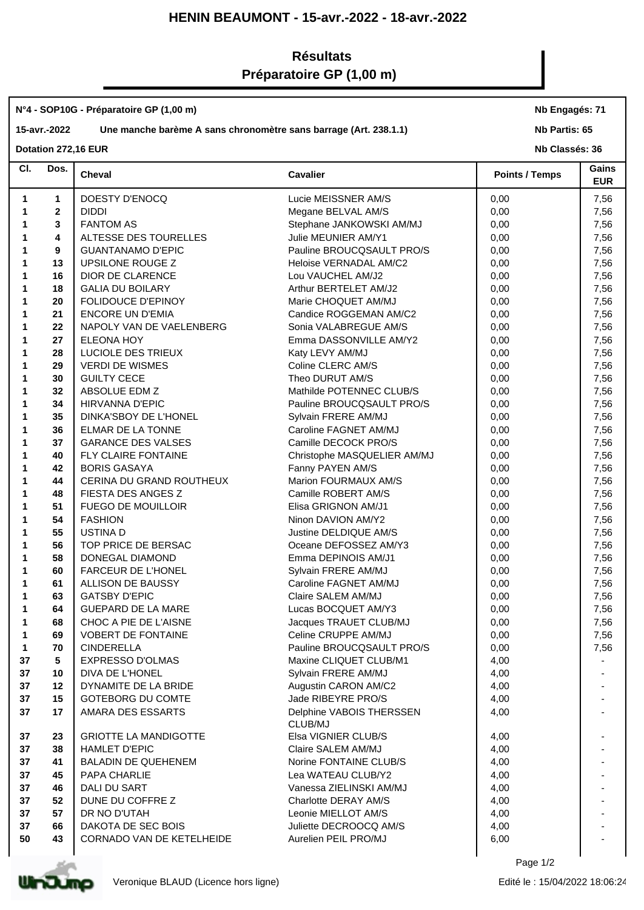# HENIN BEAUMONT - 15-avr.-2022 - 18-avr.-2022

## Résultats
## Préparatoire GP (1,00 m)

**N°4 - SOP10G - Préparatoire GP (1,00 m)** — **Nb Engagés: 71**

**15-avr.-2022** — **Une manche barème A sans chronomètre sans barrage (Art. 238.1.1)** — **Nb Partis: 65**

**Dotation 272,16 EUR** — **Nb Classés: 36**

| Cl. | Dos. | Cheval | Cavalier | Points / Temps | Gains EUR |
|---|---|---|---|---|---|
| 1 | 1 | DOESTY D'ENOCQ | Lucie MEISSNER AM/S | 0,00 | 7,56 |
| 1 | 2 | DIDDI | Megane BELVAL AM/S | 0,00 | 7,56 |
| 1 | 3 | FANTOM AS | Stephane JANKOWSKI AM/MJ | 0,00 | 7,56 |
| 1 | 4 | ALTESSE DES TOURELLES | Julie MEUNIER AM/Y1 | 0,00 | 7,56 |
| 1 | 9 | GUANTANAMO D'EPIC | Pauline BROUCQSAULT PRO/S | 0,00 | 7,56 |
| 1 | 13 | UPSILONE ROUGE Z | Heloise VERNADAL AM/C2 | 0,00 | 7,56 |
| 1 | 16 | DIOR DE CLARENCE | Lou VAUCHEL AM/J2 | 0,00 | 7,56 |
| 1 | 18 | GALIA DU BOILARY | Arthur BERTELET AM/J2 | 0,00 | 7,56 |
| 1 | 20 | FOLIDOUCE D'EPINOY | Marie CHOQUET AM/MJ | 0,00 | 7,56 |
| 1 | 21 | ENCORE UN D'EMIA | Candice ROGGEMAN AM/C2 | 0,00 | 7,56 |
| 1 | 22 | NAPOLY VAN DE VAELENBERG | Sonia VALABREGUE AM/S | 0,00 | 7,56 |
| 1 | 27 | ELEONA HOY | Emma DASSONVILLE AM/Y2 | 0,00 | 7,56 |
| 1 | 28 | LUCIOLE DES TRIEUX | Katy LEVY AM/MJ | 0,00 | 7,56 |
| 1 | 29 | VERDI DE WISMES | Coline CLERC AM/S | 0,00 | 7,56 |
| 1 | 30 | GUILTY CECE | Theo DURUT AM/S | 0,00 | 7,56 |
| 1 | 32 | ABSOLUE EDM Z | Mathilde POTENNEC CLUB/S | 0,00 | 7,56 |
| 1 | 34 | HIRVANNA D'EPIC | Pauline BROUCQSAULT PRO/S | 0,00 | 7,56 |
| 1 | 35 | DINKA'SBOY DE L'HONEL | Sylvain FRERE AM/MJ | 0,00 | 7,56 |
| 1 | 36 | ELMAR DE LA TONNE | Caroline FAGNET AM/MJ | 0,00 | 7,56 |
| 1 | 37 | GARANCE DES VALSES | Camille DECOCK PRO/S | 0,00 | 7,56 |
| 1 | 40 | FLY CLAIRE FONTAINE | Christophe MASQUELIER AM/MJ | 0,00 | 7,56 |
| 1 | 42 | BORIS GASAYA | Fanny PAYEN AM/S | 0,00 | 7,56 |
| 1 | 44 | CERINA DU GRAND ROUTHEUX | Marion FOURMAUX AM/S | 0,00 | 7,56 |
| 1 | 48 | FIESTA DES ANGES Z | Camille ROBERT AM/S | 0,00 | 7,56 |
| 1 | 51 | FUEGO DE MOUILLOIR | Elisa GRIGNON AM/J1 | 0,00 | 7,56 |
| 1 | 54 | FASHION | Ninon DAVION AM/Y2 | 0,00 | 7,56 |
| 1 | 55 | USTINA D | Justine DELDIQUE AM/S | 0,00 | 7,56 |
| 1 | 56 | TOP PRICE DE BERSAC | Oceane DEFOSSEZ AM/Y3 | 0,00 | 7,56 |
| 1 | 58 | DONEGAL DIAMOND | Emma DEPINOIS AM/J1 | 0,00 | 7,56 |
| 1 | 60 | FARCEUR DE L'HONEL | Sylvain FRERE AM/MJ | 0,00 | 7,56 |
| 1 | 61 | ALLISON DE BAUSSY | Caroline FAGNET AM/MJ | 0,00 | 7,56 |
| 1 | 63 | GATSBY D'EPIC | Claire SALEM AM/MJ | 0,00 | 7,56 |
| 1 | 64 | GUEPARD DE LA MARE | Lucas BOCQUET AM/Y3 | 0,00 | 7,56 |
| 1 | 68 | CHOC A PIE DE L'AISNE | Jacques TRAUET CLUB/MJ | 0,00 | 7,56 |
| 1 | 69 | VOBERT DE FONTAINE | Celine CRUPPE AM/MJ | 0,00 | 7,56 |
| 1 | 70 | CINDERELLA | Pauline BROUCQSAULT PRO/S | 0,00 | 7,56 |
| 37 | 5 | EXPRESSO D'OLMAS | Maxine CLIQUET CLUB/M1 | 4,00 | - |
| 37 | 10 | DIVA DE L'HONEL | Sylvain FRERE AM/MJ | 4,00 | - |
| 37 | 12 | DYNAMITE DE LA BRIDE | Augustin CARON AM/C2 | 4,00 | - |
| 37 | 15 | GOTEBORG DU COMTE | Jade RIBEYRE PRO/S | 4,00 | - |
| 37 | 17 | AMARA DES ESSARTS | Delphine VABOIS THERSSEN CLUB/MJ | 4,00 | - |
| 37 | 23 | GRIOTTE LA MANDIGOTTE | Elsa VIGNIER CLUB/S | 4,00 | - |
| 37 | 38 | HAMLET D'EPIC | Claire SALEM AM/MJ | 4,00 | - |
| 37 | 41 | BALADIN DE QUEHENEM | Norine FONTAINE CLUB/S | 4,00 | - |
| 37 | 45 | PAPA CHARLIE | Lea WATEAU CLUB/Y2 | 4,00 | - |
| 37 | 46 | DALI DU SART | Vanessa ZIELINSKI AM/MJ | 4,00 | - |
| 37 | 52 | DUNE DU COFFRE Z | Charlotte DERAY AM/S | 4,00 | - |
| 37 | 57 | DR NO D'UTAH | Leonie MIELLOT AM/S | 4,00 | - |
| 37 | 66 | DAKOTA DE SEC BOIS | Juliette DECROOCQ AM/S | 4,00 | - |
| 50 | 43 | CORNADO VAN DE KETELHEIDE | Aurelien PEIL PRO/MJ | 6,00 | - |

Veronique BLAUD (Licence hors ligne) — Edité le : 15/04/2022 18:06:24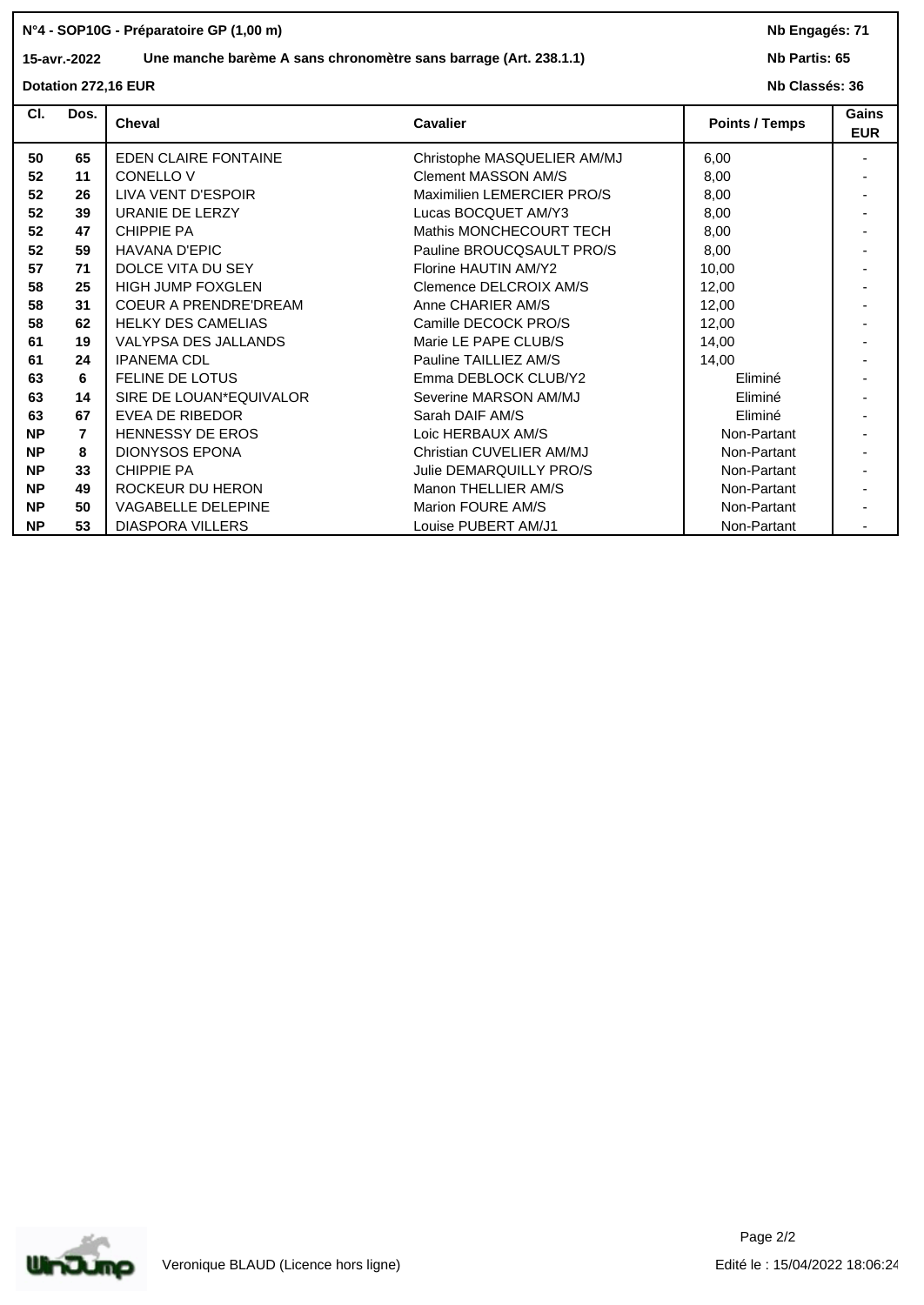**N°4 - SOP10G - Préparatoire GP (1,00 m)** **Nb Engagés: 71**

**15-avr.-2022** **Une manche barème A sans chronomètre sans barrage (Art. 238.1.1)** **Nb Partis: 65**

**Dotation 272,16 EUR** **Nb Classés: 36**

| Cl. | Dos. | Cheval | Cavalier | Points / Temps | Gains EUR |
|---|---|---|---|---|---|
| 50 | 65 | EDEN CLAIRE FONTAINE | Christophe MASQUELIER AM/MJ | 6,00 | - |
| 52 | 11 | CONELLO V | Clement MASSON AM/S | 8,00 | - |
| 52 | 26 | LIVA VENT D'ESPOIR | Maximilien LEMERCIER PRO/S | 8,00 | - |
| 52 | 39 | URANIE DE LERZY | Lucas BOCQUET AM/Y3 | 8,00 | - |
| 52 | 47 | CHIPPIE PA | Mathis MONCHECOURT TECH | 8,00 | - |
| 52 | 59 | HAVANA D'EPIC | Pauline BROUCQSAULT PRO/S | 8,00 | - |
| 57 | 71 | DOLCE VITA DU SEY | Florine HAUTIN AM/Y2 | 10,00 | - |
| 58 | 25 | HIGH JUMP FOXGLEN | Clemence DELCROIX AM/S | 12,00 | - |
| 58 | 31 | COEUR A PRENDRE'DREAM | Anne CHARIER AM/S | 12,00 | - |
| 58 | 62 | HELKY DES CAMELIAS | Camille DECOCK PRO/S | 12,00 | - |
| 61 | 19 | VALYPSA DES JALLANDS | Marie LE PAPE CLUB/S | 14,00 | - |
| 61 | 24 | IPANEMA CDL | Pauline TAILLIEZ AM/S | 14,00 | - |
| 63 | 6 | FELINE DE LOTUS | Emma DEBLOCK CLUB/Y2 | Eliminé | - |
| 63 | 14 | SIRE DE LOUAN*EQUIVALOR | Severine MARSON AM/MJ | Eliminé | - |
| 63 | 67 | EVEA DE RIBEDOR | Sarah DAIF AM/S | Eliminé | - |
| NP | 7 | HENNESSY DE EROS | Loic HERBAUX AM/S | Non-Partant | - |
| NP | 8 | DIONYSOS EPONA | Christian CUVELIER AM/MJ | Non-Partant | - |
| NP | 33 | CHIPPIE PA | Julie DEMARQUILLY PRO/S | Non-Partant | - |
| NP | 49 | ROCKEUR DU HERON | Manon THELLIER AM/S | Non-Partant | - |
| NP | 50 | VAGABELLE DELEPINE | Marion FOURE AM/S | Non-Partant | - |
| NP | 53 | DIASPORA VILLERS | Louise PUBERT AM/J1 | Non-Partant | - |

Veronique BLAUD (Licence hors ligne)

Edité le : 15/04/2022 18:06:24